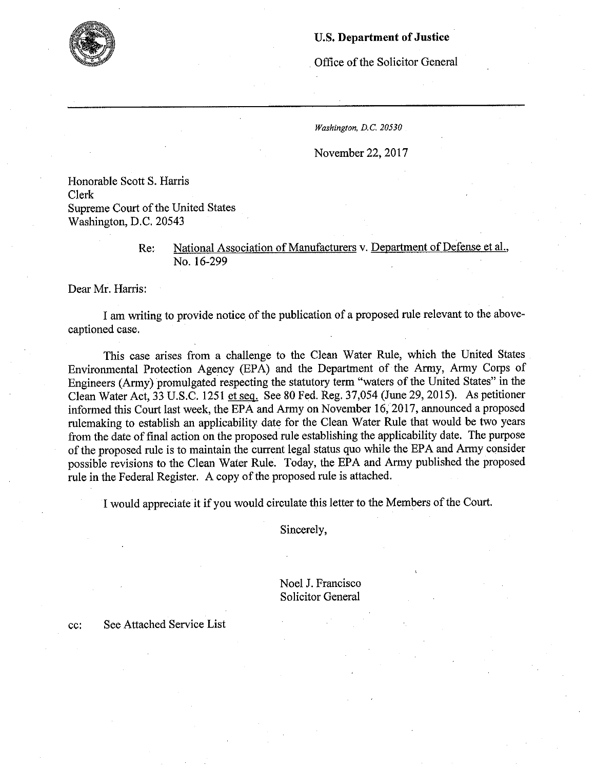**U.S. Department of Justice**

Office of the Solicitor General

*Washington, D.C. 20530*

November 22, 2017

Honorable Scott S. Harris
Clerk
Supreme Court of the United States
Washington, D.C. 20543

Re: National Association of Manufacturers v. Department of Defense et al., No. 16-299

Dear Mr. Harris:

I am writing to provide notice of the publication of a proposed rule relevant to the above-captioned case.

This case arises from a challenge to the Clean Water Rule, which the United States Environmental Protection Agency (EPA) and the Department of the Army, Army Corps of Engineers (Army) promulgated respecting the statutory term "waters of the United States" in the Clean Water Act, 33 U.S.C. 1251 et seq. See 80 Fed. Reg. 37,054 (June 29, 2015). As petitioner informed this Court last week, the EPA and Army on November 16, 2017, announced a proposed rulemaking to establish an applicability date for the Clean Water Rule that would be two years from the date of final action on the proposed rule establishing the applicability date. The purpose of the proposed rule is to maintain the current legal status quo while the EPA and Army consider possible revisions to the Clean Water Rule. Today, the EPA and Army published the proposed rule in the Federal Register. A copy of the proposed rule is attached.

I would appreciate it if you would circulate this letter to the Members of the Court.

Sincerely,

Noel J. Francisco
Solicitor General

cc: See Attached Service List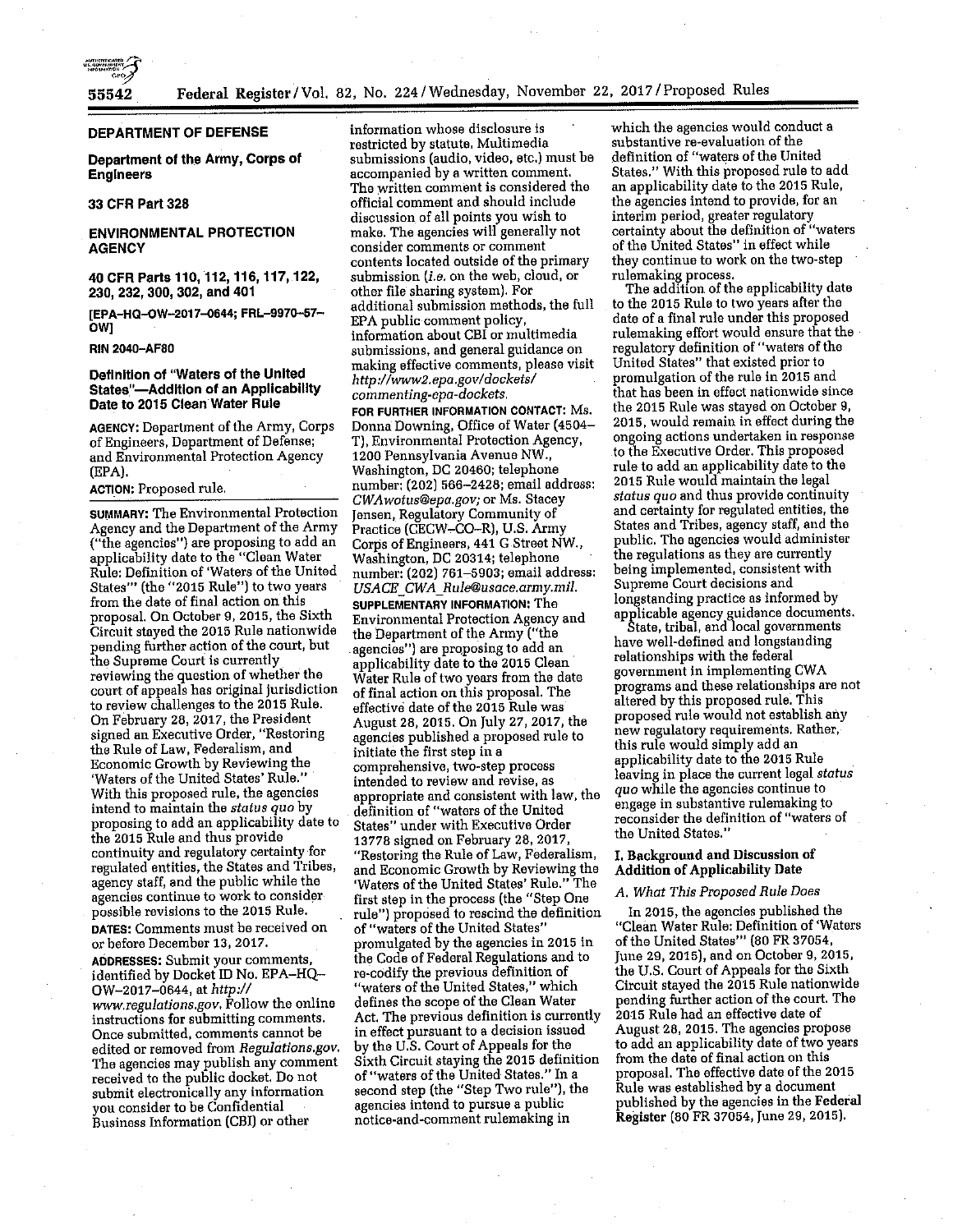## DEPARTMENT OF DEFENSE

### Department of the Army, Corps of Engineers

### 33 CFR Part 328

## ENVIRONMENTAL PROTECTION AGENCY

### 40 CFR Parts 110, 112, 116, 117, 122, 230, 232, 300, 302, and 401

**[EPA–HQ–OW–2017–0644; FRL–9970–57–OW]**

**RIN 2040–AF80**

## Definition of "Waters of the United States"—Addition of an Applicability Date to 2015 Clean Water Rule

**AGENCY:** Department of the Army, Corps of Engineers, Department of Defense; and Environmental Protection Agency (EPA).

**ACTION:** Proposed rule.

**SUMMARY:** The Environmental Protection Agency and the Department of the Army ("the agencies") are proposing to add an applicability date to the "Clean Water Rule: Definition of 'Waters of the United States'" (the "2015 Rule") to two years from the date of final action on this proposal. On October 9, 2015, the Sixth Circuit stayed the 2015 Rule nationwide pending further action of the court, but the Supreme Court is currently reviewing the question of whether the court of appeals has original jurisdiction to review challenges to the 2015 Rule. On February 28, 2017, the President signed an Executive Order, "Restoring the Rule of Law, Federalism, and Economic Growth by Reviewing the 'Waters of the United States' Rule." With this proposed rule, the agencies intend to maintain the *status quo* by proposing to add an applicability date to the 2015 Rule and thus provide continuity and regulatory certainty for regulated entities, the States and Tribes, agency staff, and the public while the agencies continue to work to consider possible revisions to the 2015 Rule.

**DATES:** Comments must be received on or before December 13, 2017.

**ADDRESSES:** Submit your comments, identified by Docket ID No. EPA–HQ–OW–2017–0644, at *http://www.regulations.gov.* Follow the online instructions for submitting comments. Once submitted, comments cannot be edited or removed from *Regulations.gov.* The agencies may publish any comment received to the public docket. Do not submit electronically any information you consider to be Confidential Business Information (CBI) or other information whose disclosure is restricted by statute. Multimedia submissions (audio, video, etc.) must be accompanied by a written comment. The written comment is considered the official comment and should include discussion of all points you wish to make. The agencies will generally not consider comments or comment contents located outside of the primary submission (*i.e.* on the web, cloud, or other file sharing system). For additional submission methods, the full EPA public comment policy, information about CBI or multimedia submissions, and general guidance on making effective comments, please visit *http://www2.epa.gov/dockets/commenting-epa-dockets.*

**FOR FURTHER INFORMATION CONTACT:** Ms. Donna Downing, Office of Water (4504–T), Environmental Protection Agency, 1200 Pennsylvania Avenue NW., Washington, DC 20460; telephone number: (202) 566–2428; email address: *CWAwotus@epa.gov;* or Ms. Stacey Jensen, Regulatory Community of Practice (CECW–CO–R), U.S. Army Corps of Engineers, 441 G Street NW., Washington, DC 20314; telephone number: (202) 761–5903; email address: *USACE_CWA_Rule@usace.army.mil.*

**SUPPLEMENTARY INFORMATION:** The Environmental Protection Agency and the Department of the Army ("the agencies") are proposing to add an applicability date to the 2015 Clean Water Rule of two years from the date of final action on this proposal. The effective date of the 2015 Rule was August 28, 2015. On July 27, 2017, the agencies published a proposed rule to initiate the first step in a comprehensive, two-step process intended to review and revise, as appropriate and consistent with law, the definition of "waters of the United States" under with Executive Order 13778 signed on February 28, 2017, "Restoring the Rule of Law, Federalism, and Economic Growth by Reviewing the 'Waters of the United States' Rule." The first step in the process (the "Step One rule") proposed to rescind the definition of "waters of the United States" promulgated by the agencies in 2015 in the Code of Federal Regulations and to re-codify the previous definition of "waters of the United States," which defines the scope of the Clean Water Act. The previous definition is currently in effect pursuant to a decision issued by the U.S. Court of Appeals for the Sixth Circuit staying the 2015 definition of "waters of the United States." In a second step (the "Step Two rule"), the agencies intend to pursue a public notice-and-comment rulemaking in which the agencies would conduct a substantive re-evaluation of the definition of "waters of the United States." With this proposed rule to add an applicability date to the 2015 Rule, the agencies intend to provide, for an interim period, greater regulatory certainty about the definition of "waters of the United States" in effect while they continue to work on the two-step rulemaking process.

The addition of the applicability date to the 2015 Rule to two years after the date of a final rule under this proposed rulemaking effort would ensure that the regulatory definition of "waters of the United States" that existed prior to promulgation of the rule in 2015 and that has been in effect nationwide since the 2015 Rule was stayed on October 9, 2015, would remain in effect during the ongoing actions undertaken in response to the Executive Order. This proposed rule to add an applicability date to the 2015 Rule would maintain the legal *status quo* and thus provide continuity and certainty for regulated entities, the States and Tribes, agency staff, and the public. The agencies would administer the regulations as they are currently being implemented, consistent with Supreme Court decisions and longstanding practice as informed by applicable agency guidance documents.

State, tribal, and local governments have well-defined and longstanding relationships with the federal government in implementing CWA programs and these relationships are not altered by this proposed rule. This proposed rule would not establish any new regulatory requirements. Rather, this rule would simply add an applicability date to the 2015 Rule leaving in place the current legal *status quo* while the agencies continue to engage in substantive rulemaking to reconsider the definition of "waters of the United States."

## I. Background and Discussion of Addition of Applicability Date

### A. What This Proposed Rule Does

In 2015, the agencies published the "Clean Water Rule: Definition of 'Waters of the United States'" (80 FR 37054, June 29, 2015), and on October 9, 2015, the U.S. Court of Appeals for the Sixth Circuit stayed the 2015 Rule nationwide pending further action of the court. The 2015 Rule had an effective date of August 28, 2015. The agencies propose to add an applicability date of two years from the date of final action on this proposal. The effective date of the 2015 Rule was established by a document published by the agencies in the **Federal Register** (80 FR 37054, June 29, 2015).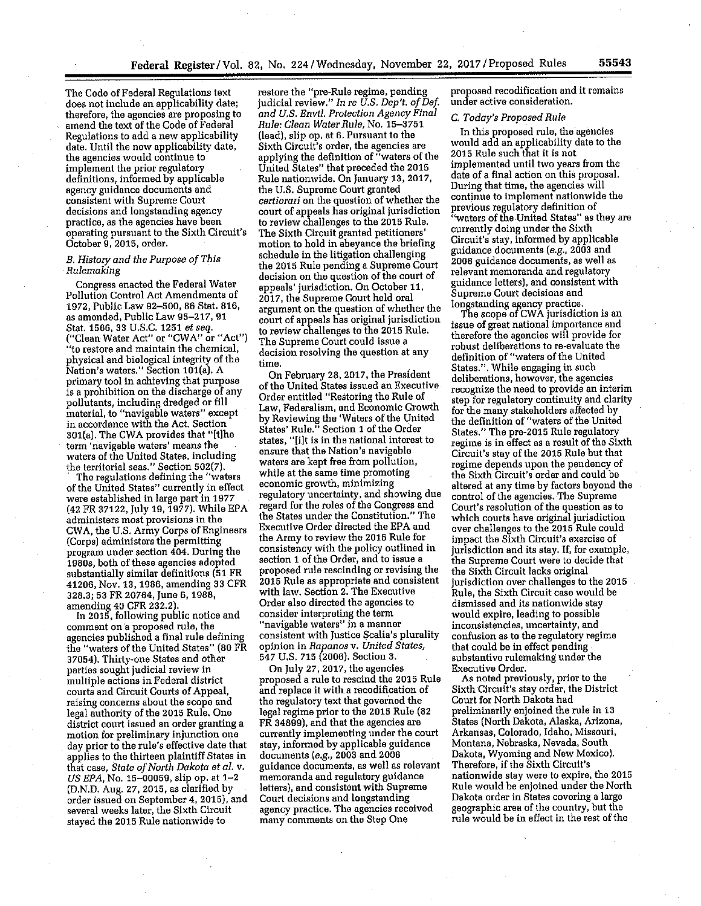The Code of Federal Regulations text does not include an applicability date; therefore, the agencies are proposing to amend the text of the Code of Federal Regulations to add a new applicability date. Until the new applicability date, the agencies would continue to implement the prior regulatory definitions, informed by applicable agency guidance documents and consistent with Supreme Court decisions and longstanding agency practice, as the agencies have been operating pursuant to the Sixth Circuit's October 9, 2015, order.

### B. History and the Purpose of This Rulemaking

Congress enacted the Federal Water Pollution Control Act Amendments of 1972, Public Law 92–500, 86 Stat. 816, as amended, Public Law 95–217, 91 Stat. 1566, 33 U.S.C. 1251 *et seq.* ("Clean Water Act" or "CWA" or "Act") "to restore and maintain the chemical, physical and biological integrity of the Nation's waters." Section 101(a). A primary tool in achieving that purpose is a prohibition on the discharge of any pollutants, including dredged or fill material, to "navigable waters" except in accordance with the Act. Section 301(a). The CWA provides that "[t]he term 'navigable waters' means the waters of the United States, including the territorial seas." Section 502(7).

The regulations defining the "waters of the United States" currently in effect were established in large part in 1977 (42 FR 37122, July 19, 1977). While EPA administers most provisions in the CWA, the U.S. Army Corps of Engineers (Corps) administers the permitting program under section 404. During the 1980s, both of these agencies adopted substantially similar definitions (51 FR 41206, Nov. 13, 1986, amending 33 CFR 328.3; 53 FR 20764, June 6, 1988, amending 40 CFR 232.2).

In 2015, following public notice and comment on a proposed rule, the agencies published a final rule defining the "waters of the United States" (80 FR 37054). Thirty-one States and other parties sought judicial review in multiple actions in Federal district courts and Circuit Courts of Appeal, raising concerns about the scope and legal authority of the 2015 Rule. One district court issued an order granting a motion for preliminary injunction one day prior to the rule's effective date that applies to the thirteen plaintiff States in that case, *State of North Dakota et al.* v. *US EPA,* No. 15–00059, slip op. at 1–2 (D.N.D. Aug. 27, 2015, as clarified by order issued on September 4, 2015), and several weeks later, the Sixth Circuit stayed the 2015 Rule nationwide to restore the "pre-Rule regime, pending judicial review." *In re U.S. Dep't. of Def. and U.S. Envtl. Protection Agency Final Rule: Clean Water Rule,* No. 15–3751 (lead), slip op. at 6. Pursuant to the Sixth Circuit's order, the agencies are applying the definition of "waters of the United States" that preceded the 2015 Rule nationwide. On January 13, 2017, the U.S. Supreme Court granted *certiorari* on the question of whether the court of appeals has original jurisdiction to review challenges to the 2015 Rule. The Sixth Circuit granted petitioners' motion to hold in abeyance the briefing schedule in the litigation challenging the 2015 Rule pending a Supreme Court decision on the question of the court of appeals' jurisdiction. On October 11, 2017, the Supreme Court held oral argument on the question of whether the court of appeals has original jurisdiction to review challenges to the 2015 Rule. The Supreme Court could issue a decision resolving the question at any time.

On February 28, 2017, the President of the United States issued an Executive Order entitled "Restoring the Rule of Law, Federalism, and Economic Growth by Reviewing the 'Waters of the United States' Rule." Section 1 of the Order states, "[i]t is in the national interest to ensure that the Nation's navigable waters are kept free from pollution, while at the same time promoting economic growth, minimizing regulatory uncertainty, and showing due regard for the roles of the Congress and the States under the Constitution." The Executive Order directed the EPA and the Army to review the 2015 Rule for consistency with the policy outlined in section 1 of the Order, and to issue a proposed rule rescinding or revising the 2015 Rule as appropriate and consistent with law. Section 2. The Executive Order also directed the agencies to consider interpreting the term "navigable waters" in a manner consistent with Justice Scalia's plurality opinion in *Rapanos* v. *United States,* 547 U.S. 715 (2006). Section 3.

On July 27, 2017, the agencies proposed a rule to rescind the 2015 Rule and replace it with a recodification of the regulatory text that governed the legal regime prior to the 2015 Rule (82 FR 34899), and that the agencies are currently implementing under the court stay, informed by applicable guidance documents (*e.g.,* 2003 and 2008 guidance documents, as well as relevant memoranda and regulatory guidance letters), and consistent with Supreme Court decisions and longstanding agency practice. The agencies received many comments on the Step One proposed recodification and it remains under active consideration.

### C. Today's Proposed Rule

In this proposed rule, the agencies would add an applicability date to the 2015 Rule such that it is not implemented until two years from the date of a final action on this proposal. During that time, the agencies will continue to implement nationwide the previous regulatory definition of "waters of the United States" as they are currently doing under the Sixth Circuit's stay, informed by applicable guidance documents (*e.g.,* 2003 and 2008 guidance documents, as well as relevant memoranda and regulatory guidance letters), and consistent with Supreme Court decisions and longstanding agency practice.

The scope of CWA jurisdiction is an issue of great national importance and therefore the agencies will provide for robust deliberations to re-evaluate the definition of "waters of the United States.". While engaging in such deliberations, however, the agencies recognize the need to provide an interim step for regulatory continuity and clarity for the many stakeholders affected by the definition of "waters of the United States." The pre-2015 Rule regulatory regime is in effect as a result of the Sixth Circuit's stay of the 2015 Rule but that regime depends upon the pendency of the Sixth Circuit's order and could be altered at any time by factors beyond the control of the agencies. The Supreme Court's resolution of the question as to which courts have original jurisdiction over challenges to the 2015 Rule could impact the Sixth Circuit's exercise of jurisdiction and its stay. If, for example, the Supreme Court were to decide that the Sixth Circuit lacks original jurisdiction over challenges to the 2015 Rule, the Sixth Circuit case would be dismissed and its nationwide stay would expire, leading to possible inconsistencies, uncertainty, and confusion as to the regulatory regime that could be in effect pending substantive rulemaking under the Executive Order.

As noted previously, prior to the Sixth Circuit's stay order, the District Court for North Dakota had preliminarily enjoined the rule in 13 States (North Dakota, Alaska, Arizona, Arkansas, Colorado, Idaho, Missouri, Montana, Nebraska, Nevada, South Dakota, Wyoming and New Mexico). Therefore, if the Sixth Circuit's nationwide stay were to expire, the 2015 Rule would be enjoined under the North Dakota order in States covering a large geographic area of the country, but the rule would be in effect in the rest of the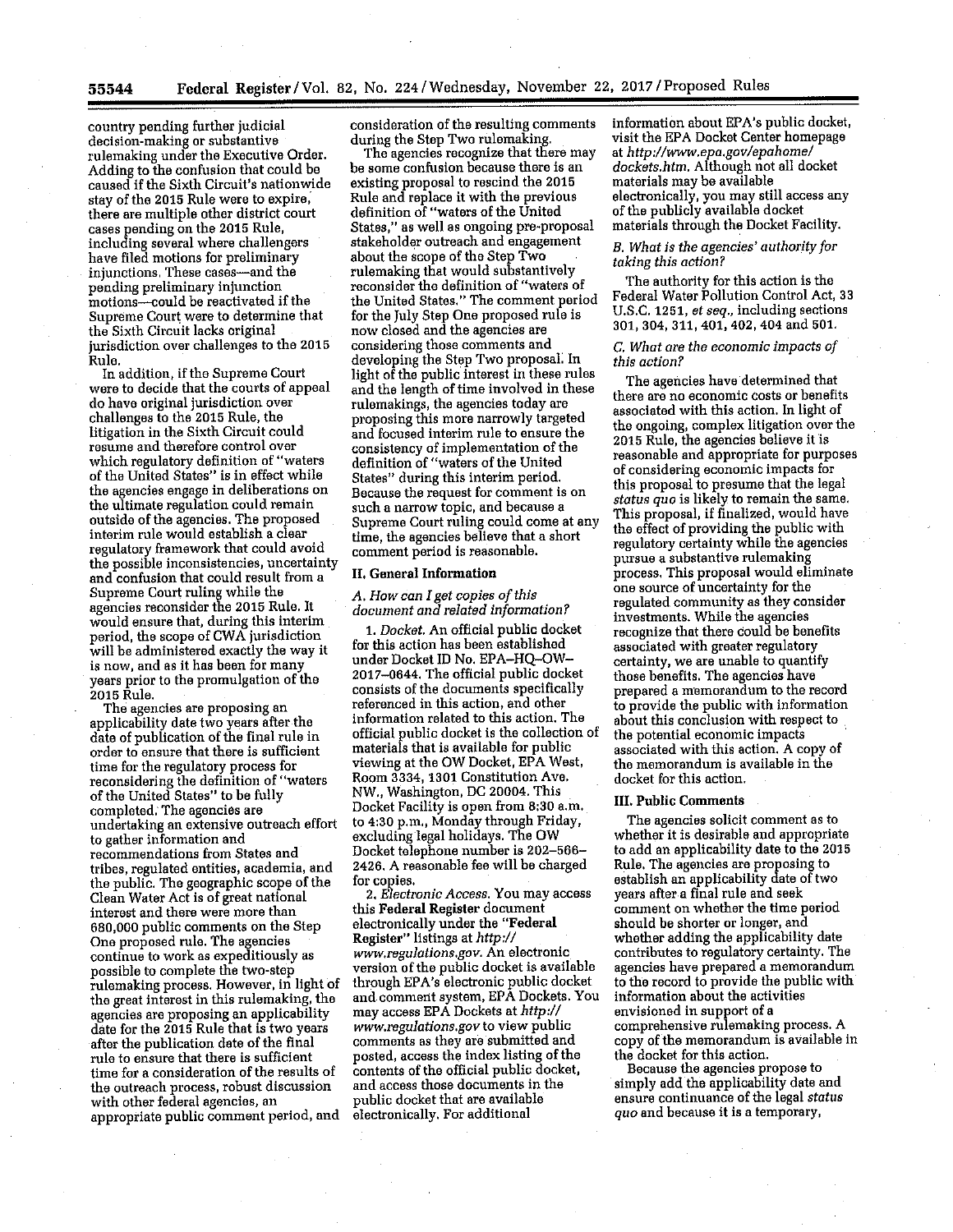country pending further judicial decision-making or substantive rulemaking under the Executive Order. Adding to the confusion that could be caused if the Sixth Circuit's nationwide stay of the 2015 Rule were to expire, there are multiple other district court cases pending on the 2015 Rule, including several where challengers have filed motions for preliminary injunctions. These cases—and the pending preliminary injunction motions—could be reactivated if the Supreme Court were to determine that the Sixth Circuit lacks original jurisdiction over challenges to the 2015 Rule.

In addition, if the Supreme Court were to decide that the courts of appeal do have original jurisdiction over challenges to the 2015 Rule, the litigation in the Sixth Circuit could resume and therefore control over which regulatory definition of "waters of the United States" is in effect while the agencies engage in deliberations on the ultimate regulation could remain outside of the agencies. The proposed interim rule would establish a clear regulatory framework that could avoid the possible inconsistencies, uncertainty and confusion that could result from a Supreme Court ruling while the agencies reconsider the 2015 Rule. It would ensure that, during this interim period, the scope of CWA jurisdiction will be administered exactly the way it is now, and as it has been for many years prior to the promulgation of the 2015 Rule.

The agencies are proposing an applicability date two years after the date of publication of the final rule in order to ensure that there is sufficient time for the regulatory process for reconsidering the definition of "waters of the United States" to be fully completed. The agencies are undertaking an extensive outreach effort to gather information and recommendations from States and tribes, regulated entities, academia, and the public. The geographic scope of the Clean Water Act is of great national interest and there were more than 680,000 public comments on the Step One proposed rule. The agencies continue to work as expeditiously as possible to complete the two-step rulemaking process. However, in light of the great interest in this rulemaking, the agencies are proposing an applicability date for the 2015 Rule that is two years after the publication date of the final rule to ensure that there is sufficient time for a consideration of the results of the outreach process, robust discussion with other federal agencies, an appropriate public comment period, and consideration of the resulting comments during the Step Two rulemaking.

The agencies recognize that there may be some confusion because there is an existing proposal to rescind the 2015 Rule and replace it with the previous definition of "waters of the United States," as well as ongoing pre-proposal stakeholder outreach and engagement about the scope of the Step Two rulemaking that would substantively reconsider the definition of "waters of the United States." The comment period for the July Step One proposed rule is now closed and the agencies are considering those comments and developing the Step Two proposal. In light of the public interest in these rules and the length of time involved in these rulemakings, the agencies today are proposing this more narrowly targeted and focused interim rule to ensure the consistency of implementation of the definition of "waters of the United States" during this interim period. Because the request for comment is on such a narrow topic, and because a Supreme Court ruling could come at any time, the agencies believe that a short comment period is reasonable.

## II. General Information

### A. How can I get copies of this document and related information?

1. *Docket.* An official public docket for this action has been established under Docket ID No. EPA–HQ–OW–2017–0644. The official public docket consists of the documents specifically referenced in this action, and other information related to this action. The official public docket is the collection of materials that is available for public viewing at the OW Docket, EPA West, Room 3334, 1301 Constitution Ave. NW., Washington, DC 20004. This Docket Facility is open from 8:30 a.m. to 4:30 p.m., Monday through Friday, excluding legal holidays. The OW Docket telephone number is 202–566–2426. A reasonable fee will be charged for copies.

2. *Electronic Access.* You may access this **Federal Register** document electronically under the "**Federal Register**" listings at *http://www.regulations.gov.* An electronic version of the public docket is available through EPA's electronic public docket and comment system, EPA Dockets. You may access EPA Dockets at *http://www.regulations.gov* to view public comments as they are submitted and posted, access the index listing of the contents of the official public docket, and access those documents in the public docket that are available electronically. For additional information about EPA's public docket, visit the EPA Docket Center homepage at *http://www.epa.gov/epahome/dockets.htm.* Although not all docket materials may be available electronically, you may still access any of the publicly available docket materials through the Docket Facility.

### B. What is the agencies' authority for taking this action?

The authority for this action is the Federal Water Pollution Control Act, 33 U.S.C. 1251, *et seq.*, including sections 301, 304, 311, 401, 402, 404 and 501.

### C. What are the economic impacts of this action?

The agencies have determined that there are no economic costs or benefits associated with this action. In light of the ongoing, complex litigation over the 2015 Rule, the agencies believe it is reasonable and appropriate for purposes of considering economic impacts for this proposal to presume that the legal *status quo* is likely to remain the same. This proposal, if finalized, would have the effect of providing the public with regulatory certainty while the agencies pursue a substantive rulemaking process. This proposal would eliminate one source of uncertainty for the regulated community as they consider investments. While the agencies recognize that there could be benefits associated with greater regulatory certainty, we are unable to quantify those benefits. The agencies have prepared a memorandum to the record to provide the public with information about this conclusion with respect to the potential economic impacts associated with this action. A copy of the memorandum is available in the docket for this action.

## III. Public Comments

The agencies solicit comment as to whether it is desirable and appropriate to add an applicability date to the 2015 Rule. The agencies are proposing to establish an applicability date of two years after a final rule and seek comment on whether the time period should be shorter or longer, and whether adding the applicability date contributes to regulatory certainty. The agencies have prepared a memorandum to the record to provide the public with information about the activities envisioned in support of a comprehensive rulemaking process. A copy of the memorandum is available in the docket for this action.

Because the agencies propose to simply add the applicability date and ensure continuance of the legal *status quo* and because it is a temporary,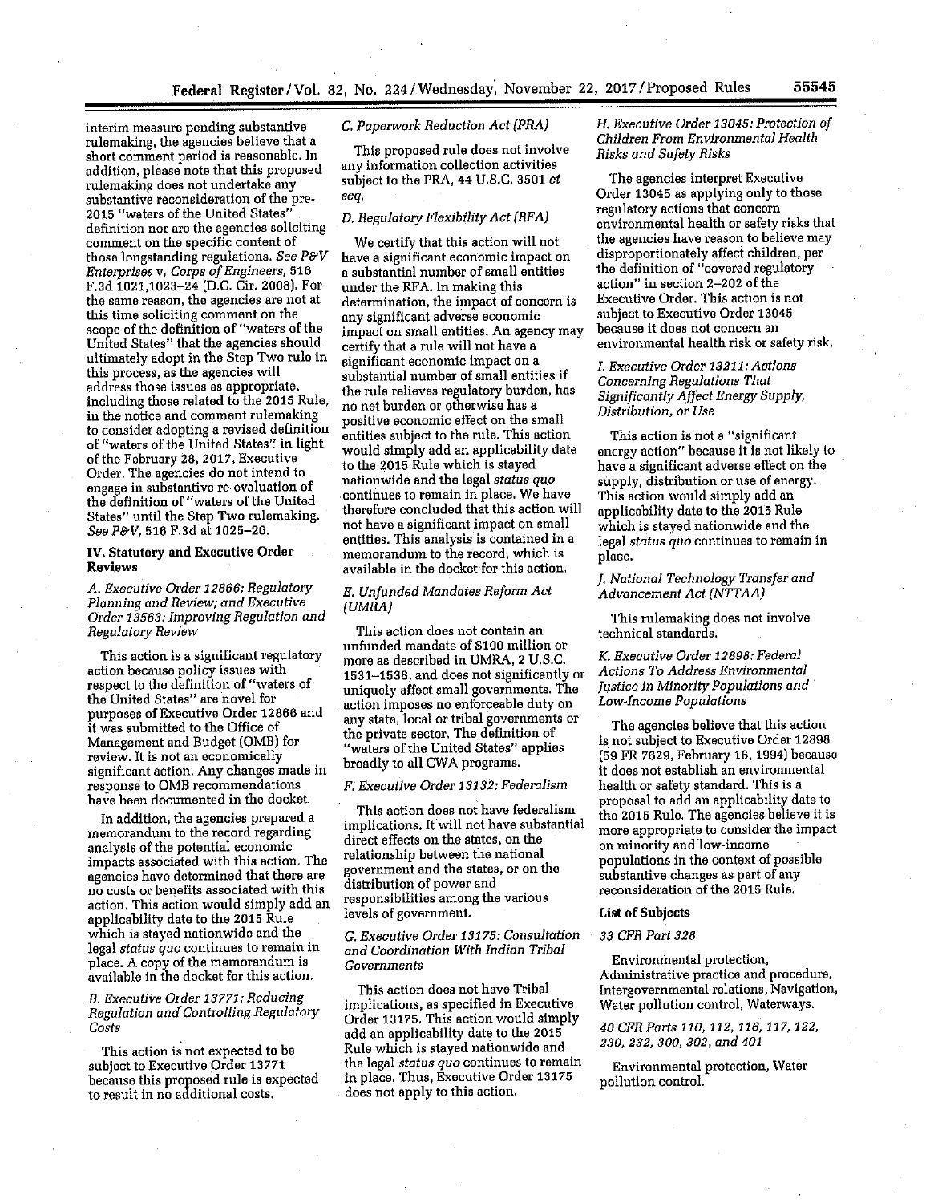interim measure pending substantive rulemaking, the agencies believe that a short comment period is reasonable. In addition, please note that this proposed rulemaking does not undertake any substantive reconsideration of the pre-2015 "waters of the United States" definition nor are the agencies soliciting comment on the specific content of those longstanding regulations. *See P&V Enterprises* v. *Corps of Engineers*, 516 F.3d 1021,1023–24 (D.C. Cir. 2008). For the same reason, the agencies are not at this time soliciting comment on the scope of the definition of "waters of the United States" that the agencies should ultimately adopt in the Step Two rule in this process, as the agencies will address those issues as appropriate, including those related to the 2015 Rule, in the notice and comment rulemaking to consider adopting a revised definition of "waters of the United States" in light of the February 28, 2017, Executive Order. The agencies do not intend to engage in substantive re-evaluation of the definition of "waters of the United States" until the Step Two rulemaking. *See P&V*, 516 F.3d at 1025–26.

## IV. Statutory and Executive Order Reviews

### *A. Executive Order 12866: Regulatory Planning and Review; and Executive Order 13563: Improving Regulation and Regulatory Review*

This action is a significant regulatory action because policy issues with respect to the definition of "waters of the United States" are novel for purposes of Executive Order 12866 and it was submitted to the Office of Management and Budget (OMB) for review. It is not an economically significant action. Any changes made in response to OMB recommendations have been documented in the docket.

In addition, the agencies prepared a memorandum to the record regarding analysis of the potential economic impacts associated with this action. The agencies have determined that there are no costs or benefits associated with this action. This action would simply add an applicability date to the 2015 Rule which is stayed nationwide and the legal *status quo* continues to remain in place. A copy of the memorandum is available in the docket for this action.

### *B. Executive Order 13771: Reducing Regulation and Controlling Regulatory Costs*

This action is not expected to be subject to Executive Order 13771 because this proposed rule is expected to result in no additional costs.

### *C. Paperwork Reduction Act (PRA)*

This proposed rule does not involve any information collection activities subject to the PRA, 44 U.S.C. 3501 *et seq.*

### *D. Regulatory Flexibility Act (RFA)*

We certify that this action will not have a significant economic impact on a substantial number of small entities under the RFA. In making this determination, the impact of concern is any significant adverse economic impact on small entities. An agency may certify that a rule will not have a significant economic impact on a substantial number of small entities if the rule relieves regulatory burden, has no net burden or otherwise has a positive economic effect on the small entities subject to the rule. This action would simply add an applicability date to the 2015 Rule which is stayed nationwide and the legal *status quo* continues to remain in place. We have therefore concluded that this action will not have a significant impact on small entities. This analysis is contained in a memorandum to the record, which is available in the docket for this action.

### *E. Unfunded Mandates Reform Act (UMRA)*

This action does not contain an unfunded mandate of $100 million or more as described in UMRA, 2 U.S.C. 1531–1538, and does not significantly or uniquely affect small governments. The action imposes no enforceable duty on any state, local or tribal governments or the private sector. The definition of "waters of the United States" applies broadly to all CWA programs.

### *F. Executive Order 13132: Federalism*

This action does not have federalism implications. It will not have substantial direct effects on the states, on the relationship between the national government and the states, or on the distribution of power and responsibilities among the various levels of government.

### *G. Executive Order 13175: Consultation and Coordination With Indian Tribal Governments*

This action does not have Tribal implications, as specified in Executive Order 13175. This action would simply add an applicability date to the 2015 Rule which is stayed nationwide and the legal *status quo* continues to remain in place. Thus, Executive Order 13175 does not apply to this action.

### *H. Executive Order 13045: Protection of Children From Environmental Health Risks and Safety Risks*

The agencies interpret Executive Order 13045 as applying only to those regulatory actions that concern environmental health or safety risks that the agencies have reason to believe may disproportionately affect children, per the definition of "covered regulatory action" in section 2–202 of the Executive Order. This action is not subject to Executive Order 13045 because it does not concern an environmental health risk or safety risk.

### *I. Executive Order 13211: Actions Concerning Regulations That Significantly Affect Energy Supply, Distribution, or Use*

This action is not a "significant energy action" because it is not likely to have a significant adverse effect on the supply, distribution or use of energy. This action would simply add an applicability date to the 2015 Rule which is stayed nationwide and the legal *status quo* continues to remain in place.

### *J. National Technology Transfer and Advancement Act (NTTAA)*

This rulemaking does not involve technical standards.

### *K. Executive Order 12898: Federal Actions To Address Environmental Justice in Minority Populations and Low-Income Populations*

The agencies believe that this action is not subject to Executive Order 12898 (59 FR 7629, February 16, 1994) because it does not establish an environmental health or safety standard. This is a proposal to add an applicability date to the 2015 Rule. The agencies believe it is more appropriate to consider the impact on minority and low-income populations in the context of possible substantive changes as part of any reconsideration of the 2015 Rule.

## List of Subjects

*33 CFR Part 328*

Environmental protection, Administrative practice and procedure, Intergovernmental relations, Navigation, Water pollution control, Waterways.

*40 CFR Parts 110, 112, 116, 117, 122, 230, 232, 300, 302, and 401*

Environmental protection, Water pollution control.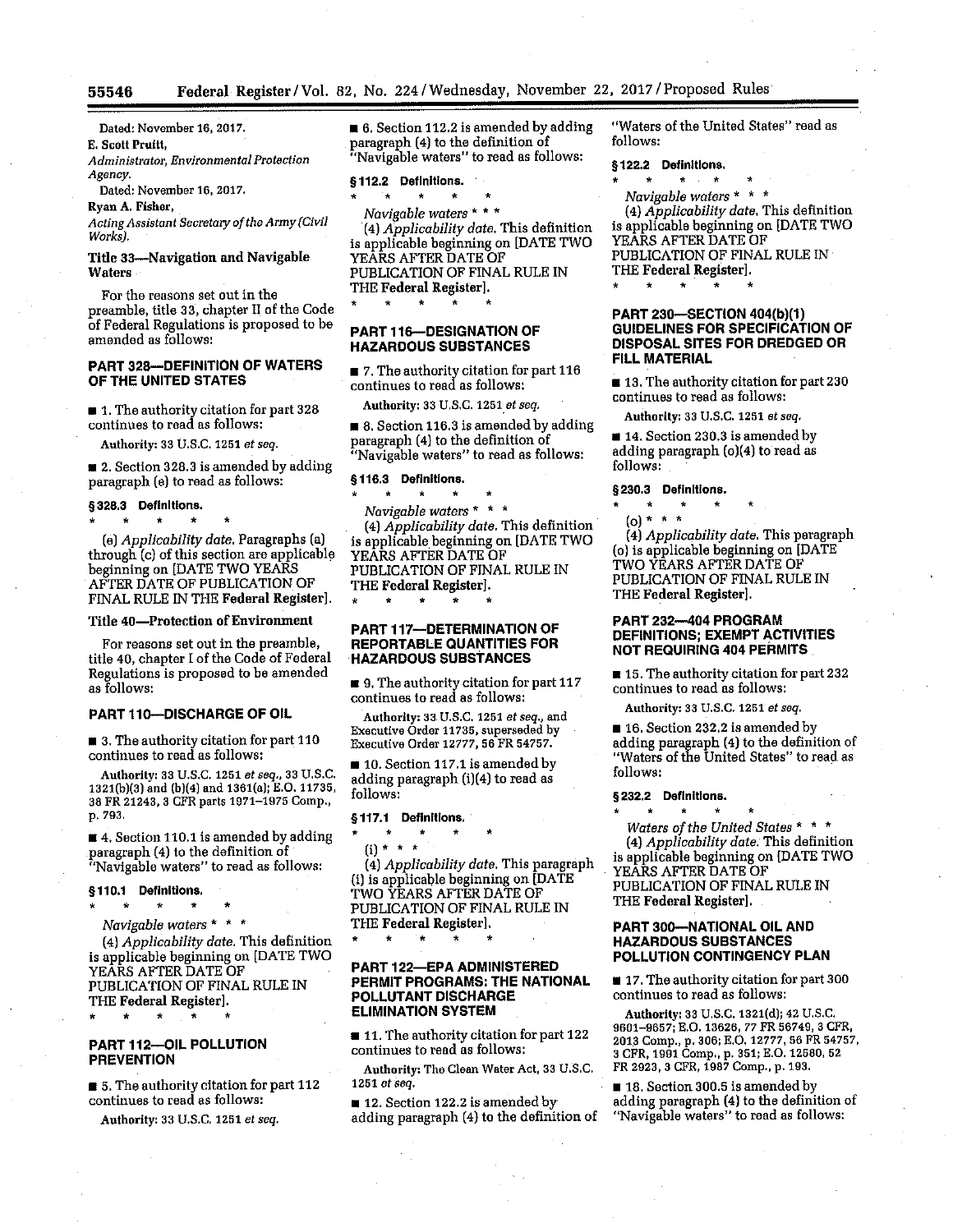Dated: November 16, 2017.

**E. Scott Pruitt,**

*Administrator, Environmental Protection Agency.*

Dated: November 16, 2017.

**Ryan A. Fisher,**

*Acting Assistant Secretary of the Army (Civil Works).*

### Title 33—Navigation and Navigable Waters

For the reasons set out in the preamble, title 33, chapter II of the Code of Federal Regulations is proposed to be amended as follows:

## PART 328—DEFINITION OF WATERS OF THE UNITED STATES

■ 1. The authority citation for part 328 continues to read as follows:

**Authority:** 33 U.S.C. 1251 *et seq.*

■ 2. Section 328.3 is amended by adding paragraph (e) to read as follows:

### § 328.3 Definitions.

\* \* \* \* \*

(e) *Applicability date.* Paragraphs (a) through (c) of this section are applicable beginning on [DATE TWO YEARS AFTER DATE OF PUBLICATION OF FINAL RULE IN THE **Federal Register**].

### Title 40—Protection of Environment

For reasons set out in the preamble, title 40, chapter I of the Code of Federal Regulations is proposed to be amended as follows:

## PART 110—DISCHARGE OF OIL

■ 3. The authority citation for part 110 continues to read as follows:

**Authority:** 33 U.S.C. 1251 *et seq.*, 33 U.S.C. 1321(b)(3) and (b)(4) and 1361(a); E.O. 11735, 38 FR 21243, 3 CFR parts 1971–1975 Comp., p. 793.

■ 4. Section 110.1 is amended by adding paragraph (4) to the definition of "Navigable waters" to read as follows:

### § 110.1 Definitions.

\* \* \* \* \*

*Navigable waters* \* \* \*

(4) *Applicability date.* This definition is applicable beginning on [DATE TWO YEARS AFTER DATE OF PUBLICATION OF FINAL RULE IN THE **Federal Register**].

\* \* \* \* \*

## PART 112—OIL POLLUTION PREVENTION

■ 5. The authority citation for part 112 continues to read as follows:

**Authority:** 33 U.S.C. 1251 *et seq.*

■ 6. Section 112.2 is amended by adding paragraph (4) to the definition of "Navigable waters" to read as follows:

### § 112.2 Definitions.

\* \* \* \* \*

*Navigable waters* \* \* \*

(4) *Applicability date.* This definition is applicable beginning on [DATE TWO YEARS AFTER DATE OF PUBLICATION OF FINAL RULE IN THE **Federal Register**].

\* \* \* \* \*

## PART 116—DESIGNATION OF HAZARDOUS SUBSTANCES

■ 7. The authority citation for part 116 continues to read as follows:

**Authority:** 33 U.S.C. 1251 *et seq.*

■ 8. Section 116.3 is amended by adding paragraph (4) to the definition of "Navigable waters" to read as follows:

### § 116.3 Definitions.

\* \* \* \* \*

*Navigable waters* \* \* \*

(4) *Applicability date.* This definition is applicable beginning on [DATE TWO YEARS AFTER DATE OF PUBLICATION OF FINAL RULE IN THE **Federal Register**].

\* \* \* \* \*

## PART 117—DETERMINATION OF REPORTABLE QUANTITIES FOR HAZARDOUS SUBSTANCES

■ 9. The authority citation for part 117 continues to read as follows:

**Authority:** 33 U.S.C. 1251 *et seq.*, and Executive Order 11735, superseded by Executive Order 12777, 56 FR 54757.

■ 10. Section 117.1 is amended by adding paragraph (i)(4) to read as follows:

### § 117.1 Definitions.

\* \* \* \* \*

(i) \* \* \*

(4) *Applicability date.* This paragraph (i) is applicable beginning on [DATE TWO YEARS AFTER DATE OF PUBLICATION OF FINAL RULE IN THE **Federal Register**].

\* \* \* \* \*

## PART 122—EPA ADMINISTERED PERMIT PROGRAMS: THE NATIONAL POLLUTANT DISCHARGE ELIMINATION SYSTEM

■ 11. The authority citation for part 122 continues to read as follows:

**Authority:** The Clean Water Act, 33 U.S.C. 1251 *et seq.*

■ 12. Section 122.2 is amended by adding paragraph (4) to the definition of "Waters of the United States" read as follows:

### § 122.2 Definitions.

\* \* \* \* \*

*Navigable waters* \* \* \*

(4) *Applicability date.* This definition is applicable beginning on [DATE TWO YEARS AFTER DATE OF PUBLICATION OF FINAL RULE IN THE **Federal Register**].

\* \* \* \* \*

## PART 230—SECTION 404(b)(1) GUIDELINES FOR SPECIFICATION OF DISPOSAL SITES FOR DREDGED OR FILL MATERIAL

■ 13. The authority citation for part 230 continues to read as follows:

**Authority:** 33 U.S.C. 1251 *et seq.*

■ 14. Section 230.3 is amended by adding paragraph (o)(4) to read as follows:

### § 230.3 Definitions.

\* \* \* \* \*

(o) \* \* \*

(4) *Applicability date.* This paragraph (o) is applicable beginning on [DATE TWO YEARS AFTER DATE OF PUBLICATION OF FINAL RULE IN THE **Federal Register**].

## PART 232—404 PROGRAM DEFINITIONS; EXEMPT ACTIVITIES NOT REQUIRING 404 PERMITS

■ 15. The authority citation for part 232 continues to read as follows:

**Authority:** 33 U.S.C. 1251 *et seq.*

■ 16. Section 232.2 is amended by adding paragraph (4) to the definition of "Waters of the United States" to read as follows:

### § 232.2 Definitions.

\* \* \* \* \*

*Waters of the United States* \* \* \*

(4) *Applicability date.* This definition is applicable beginning on [DATE TWO YEARS AFTER DATE OF PUBLICATION OF FINAL RULE IN THE **Federal Register**].

## PART 300—NATIONAL OIL AND HAZARDOUS SUBSTANCES POLLUTION CONTINGENCY PLAN

■ 17. The authority citation for part 300 continues to read as follows:

**Authority:** 33 U.S.C. 1321(d); 42 U.S.C. 9601–9657; E.O. 13626, 77 FR 56749, 3 CFR, 2013 Comp., p. 306; E.O. 12777, 56 FR 54757, 3 CFR, 1991 Comp., p. 351; E.O. 12580, 52 FR 2923, 3 CFR, 1987 Comp., p. 193.

■ 18. Section 300.5 is amended by adding paragraph (4) to the definition of "Navigable waters" to read as follows: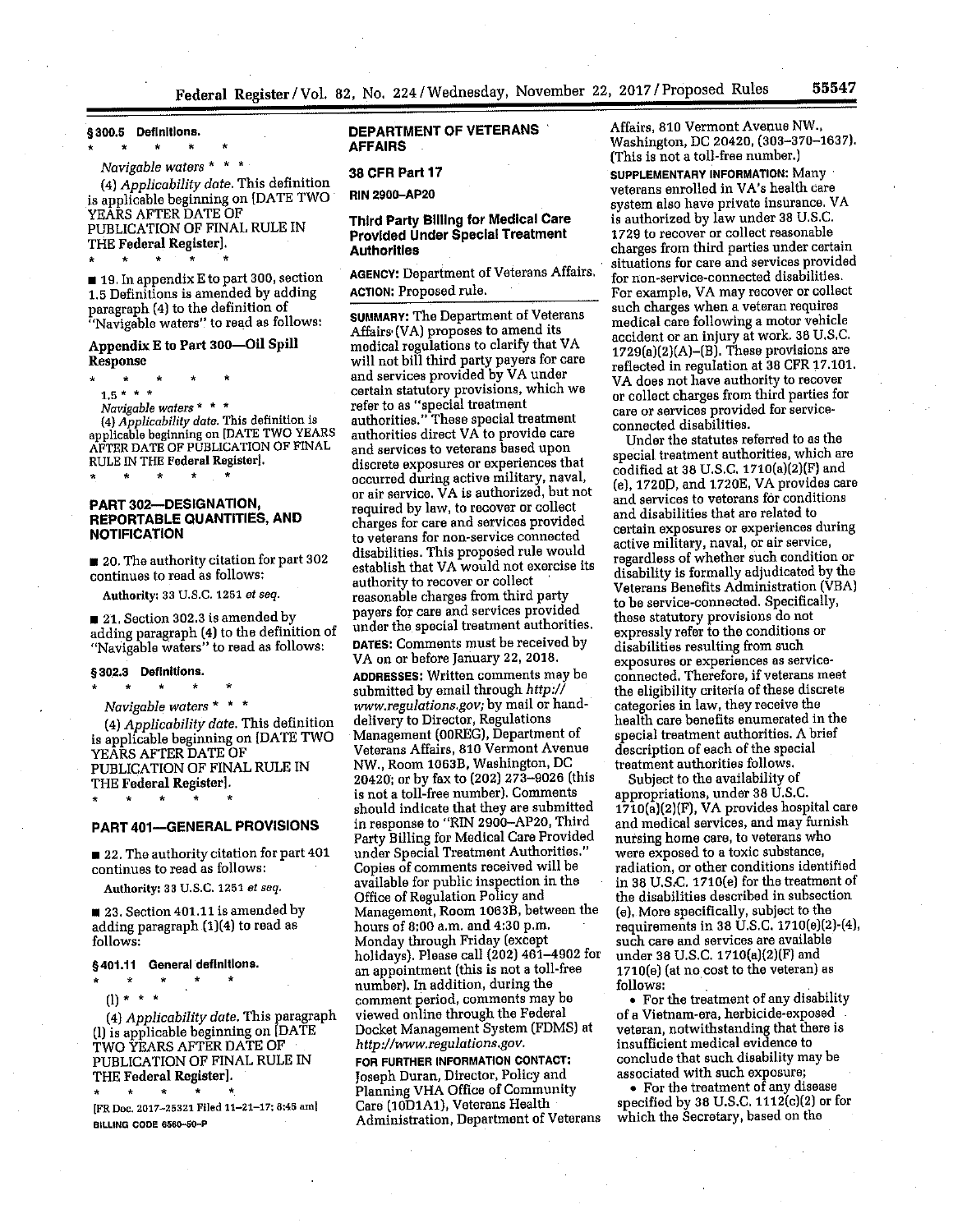### § 300.5 Definitions.

\* \* \* \* \*

*Navigable waters* \* \* \*

(4) *Applicability date.* This definition is applicable beginning on [DATE TWO YEARS AFTER DATE OF PUBLICATION OF FINAL RULE IN THE **Federal Register**].

\* \* \* \* \*

■ 19. In appendix E to part 300, section 1.5 Definitions is amended by adding paragraph (4) to the definition of "Navigable waters" to read as follows:

### Appendix E to Part 300—Oil Spill Response

\* \* \* \* \*

1.5 \* \* \*

*Navigable waters* \* \* \*

(4) *Applicability date.* This definition is applicable beginning on [DATE TWO YEARS AFTER DATE OF PUBLICATION OF FINAL RULE IN THE **Federal Register**].

\* \* \* \* \*

## PART 302—DESIGNATION, REPORTABLE QUANTITIES, AND NOTIFICATION

■ 20. The authority citation for part 302 continues to read as follows:

**Authority:** 33 U.S.C. 1251 *et seq.*

■ 21. Section 302.3 is amended by adding paragraph (4) to the definition of "Navigable waters" to read as follows:

### § 302.3 Definitions.

\* \* \* \* \*

*Navigable waters* \* \* \*

(4) *Applicability date.* This definition is applicable beginning on [DATE TWO YEARS AFTER DATE OF PUBLICATION OF FINAL RULE IN THE **Federal Register**].

\* \* \* \* \*

## PART 401—GENERAL PROVISIONS

■ 22. The authority citation for part 401 continues to read as follows:

**Authority:** 33 U.S.C. 1251 *et seq.*

■ 23. Section 401.11 is amended by adding paragraph (l)(4) to read as follows:

### § 401.11 General definitions.

\* \* \* \* \*

(l) \* \* \*

(4) *Applicability date.* This paragraph (l) is applicable beginning on [DATE TWO YEARS AFTER DATE OF PUBLICATION OF FINAL RULE IN THE **Federal Register**].

\* \* \* \* \*

[FR Doc. 2017–25321 Filed 11–21–17; 8:45 am]

**BILLING CODE 6560–50–P**

---

## DEPARTMENT OF VETERANS AFFAIRS

### 38 CFR Part 17

**RIN 2900–AP20**

## Third Party Billing for Medical Care Provided Under Special Treatment Authorities

**AGENCY:** Department of Veterans Affairs.

**ACTION:** Proposed rule.

**SUMMARY:** The Department of Veterans Affairs (VA) proposes to amend its medical regulations to clarify that VA will not bill third party payers for care and services provided by VA under certain statutory provisions, which we refer to as "special treatment authorities." These special treatment authorities direct VA to provide care and services to veterans based upon discrete exposures or experiences that occurred during active military, naval, or air service. VA is authorized, but not required by law, to recover or collect charges for care and services provided to veterans for non-service connected disabilities. This proposed rule would establish that VA would not exercise its authority to recover or collect reasonable charges from third party payers for care and services provided under the special treatment authorities.

**DATES:** Comments must be received by VA on or before January 22, 2018.

**ADDRESSES:** Written comments may be submitted by email through *http://www.regulations.gov;* by mail or hand-delivery to Director, Regulations Management (00REG), Department of Veterans Affairs, 810 Vermont Avenue NW., Room 1063B, Washington, DC 20420; or by fax to (202) 273–9026 (this is not a toll-free number). Comments should indicate that they are submitted in response to "RIN 2900–AP20, Third Party Billing for Medical Care Provided under Special Treatment Authorities." Copies of comments received will be available for public inspection in the Office of Regulation Policy and Management, Room 1063B, between the hours of 8:00 a.m. and 4:30 p.m. Monday through Friday (except holidays). Please call (202) 461–4902 for an appointment (this is not a toll-free number). In addition, during the comment period, comments may be viewed online through the Federal Docket Management System (FDMS) at *http://www.regulations.gov.*

**FOR FURTHER INFORMATION CONTACT:** Joseph Duran, Director, Policy and Planning VHA Office of Community Care (10D1A1), Veterans Health Administration, Department of Veterans Affairs, 810 Vermont Avenue NW., Washington, DC 20420, (303–370–1637). (This is not a toll-free number.)

**SUPPLEMENTARY INFORMATION:** Many veterans enrolled in VA's health care system also have private insurance. VA is authorized by law under 38 U.S.C. 1729 to recover or collect reasonable charges from third parties under certain situations for care and services provided for non-service-connected disabilities. For example, VA may recover or collect such charges when a veteran requires medical care following a motor vehicle accident or an injury at work. 38 U.S.C. 1729(a)(2)(A)–(B). These provisions are reflected in regulation at 38 CFR 17.101. VA does not have authority to recover or collect charges from third parties for care or services provided for service-connected disabilities.

Under the statutes referred to as the special treatment authorities, which are codified at 38 U.S.C. 1710(a)(2)(F) and (e), 1720D, and 1720E, VA provides care and services to veterans for conditions and disabilities that are related to certain exposures or experiences during active military, naval, or air service, regardless of whether such condition or disability is formally adjudicated by the Veterans Benefits Administration (VBA) to be service-connected. Specifically, these statutory provisions do not expressly refer to the conditions or disabilities resulting from such exposures or experiences as service-connected. Therefore, if veterans meet the eligibility criteria of these discrete categories in law, they receive the health care benefits enumerated in the special treatment authorities. A brief description of each of the special treatment authorities follows.

Subject to the availability of appropriations, under 38 U.S.C. 1710(a)(2)(F), VA provides hospital care and medical services, and may furnish nursing home care, to veterans who were exposed to a toxic substance, radiation, or other conditions identified in 38 U.S.C. 1710(e) for the treatment of the disabilities described in subsection (e). More specifically, subject to the requirements in 38 U.S.C. 1710(e)(2)-(4), such care and services are available under 38 U.S.C. 1710(a)(2)(F) and 1710(e) (at no cost to the veteran) as follows:

- For the treatment of any disability of a Vietnam-era, herbicide-exposed veteran, notwithstanding that there is insufficient medical evidence to conclude that such disability may be associated with such exposure;
- For the treatment of any disease specified by 38 U.S.C. 1112(c)(2) or for which the Secretary, based on the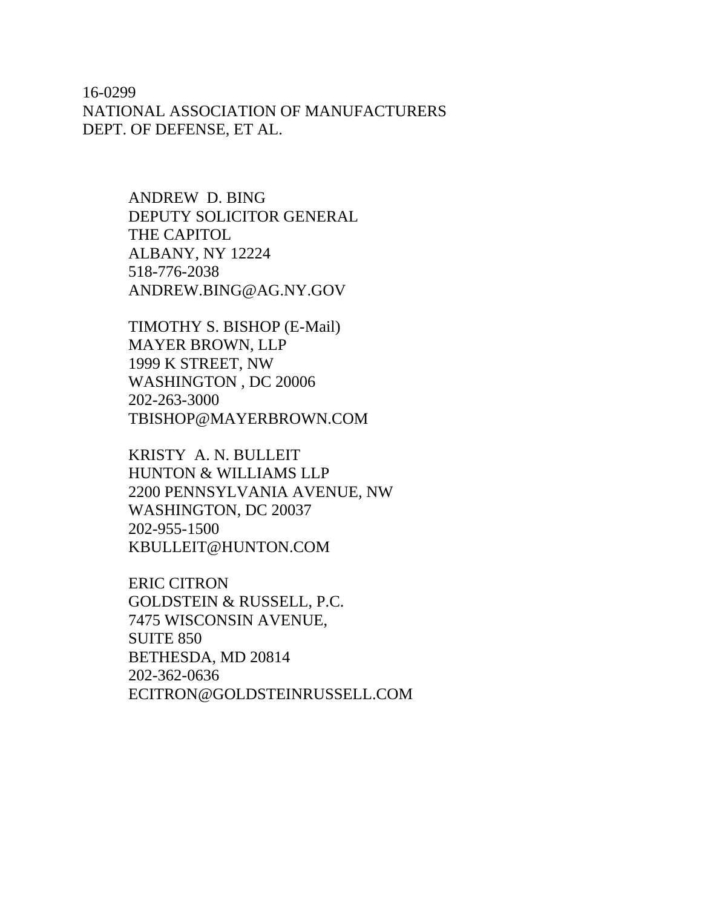16-0299
NATIONAL ASSOCIATION OF MANUFACTURERS
DEPT. OF DEFENSE, ET AL.

ANDREW D. BING
DEPUTY SOLICITOR GENERAL
THE CAPITOL
ALBANY, NY 12224
518-776-2038
ANDREW.BING@AG.NY.GOV

TIMOTHY S. BISHOP (E-Mail)
MAYER BROWN, LLP
1999 K STREET, NW
WASHINGTON , DC 20006
202-263-3000
TBISHOP@MAYERBROWN.COM

KRISTY A. N. BULLEIT
HUNTON & WILLIAMS LLP
2200 PENNSYLVANIA AVENUE, NW
WASHINGTON, DC 20037
202-955-1500
KBULLEIT@HUNTON.COM

ERIC CITRON
GOLDSTEIN & RUSSELL, P.C.
7475 WISCONSIN AVENUE,
SUITE 850
BETHESDA, MD 20814
202-362-0636
ECITRON@GOLDSTEINRUSSELL.COM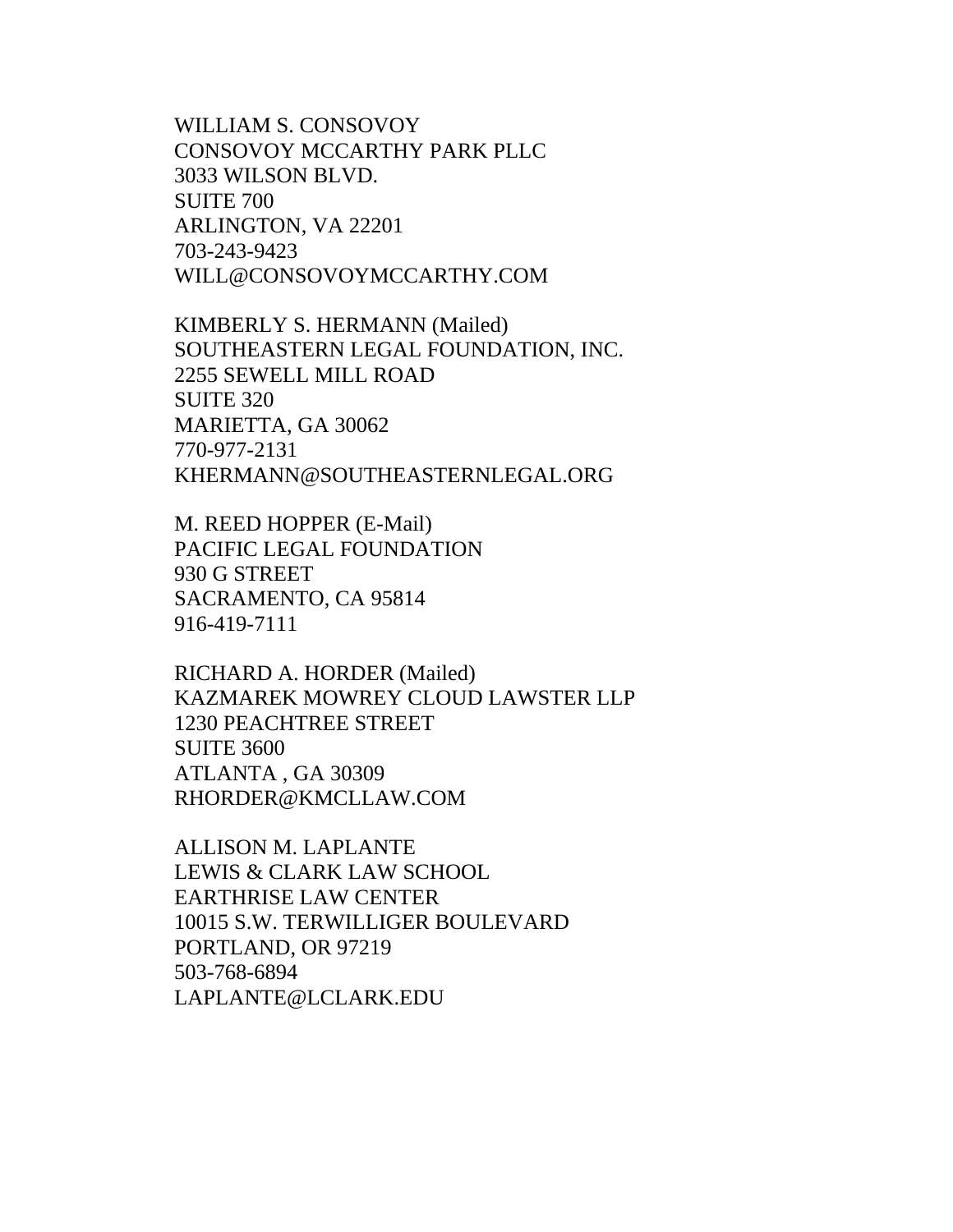WILLIAM S. CONSOVOY
CONSOVOY MCCARTHY PARK PLLC
3033 WILSON BLVD.
SUITE 700
ARLINGTON, VA 22201
703-243-9423
WILL@CONSOVOYMCCARTHY.COM

KIMBERLY S. HERMANN (Mailed)
SOUTHEASTERN LEGAL FOUNDATION, INC.
2255 SEWELL MILL ROAD
SUITE 320
MARIETTA, GA 30062
770-977-2131
KHERMANN@SOUTHEASTERNLEGAL.ORG

M. REED HOPPER (E-Mail)
PACIFIC LEGAL FOUNDATION
930 G STREET
SACRAMENTO, CA 95814
916-419-7111

RICHARD A. HORDER (Mailed)
KAZMAREK MOWREY CLOUD LAWSTER LLP
1230 PEACHTREE STREET
SUITE 3600
ATLANTA , GA 30309
RHORDER@KMCLLAW.COM

ALLISON M. LAPLANTE
LEWIS & CLARK LAW SCHOOL
EARTHRISE LAW CENTER
10015 S.W. TERWILLIGER BOULEVARD
PORTLAND, OR 97219
503-768-6894
LAPLANTE@LCLARK.EDU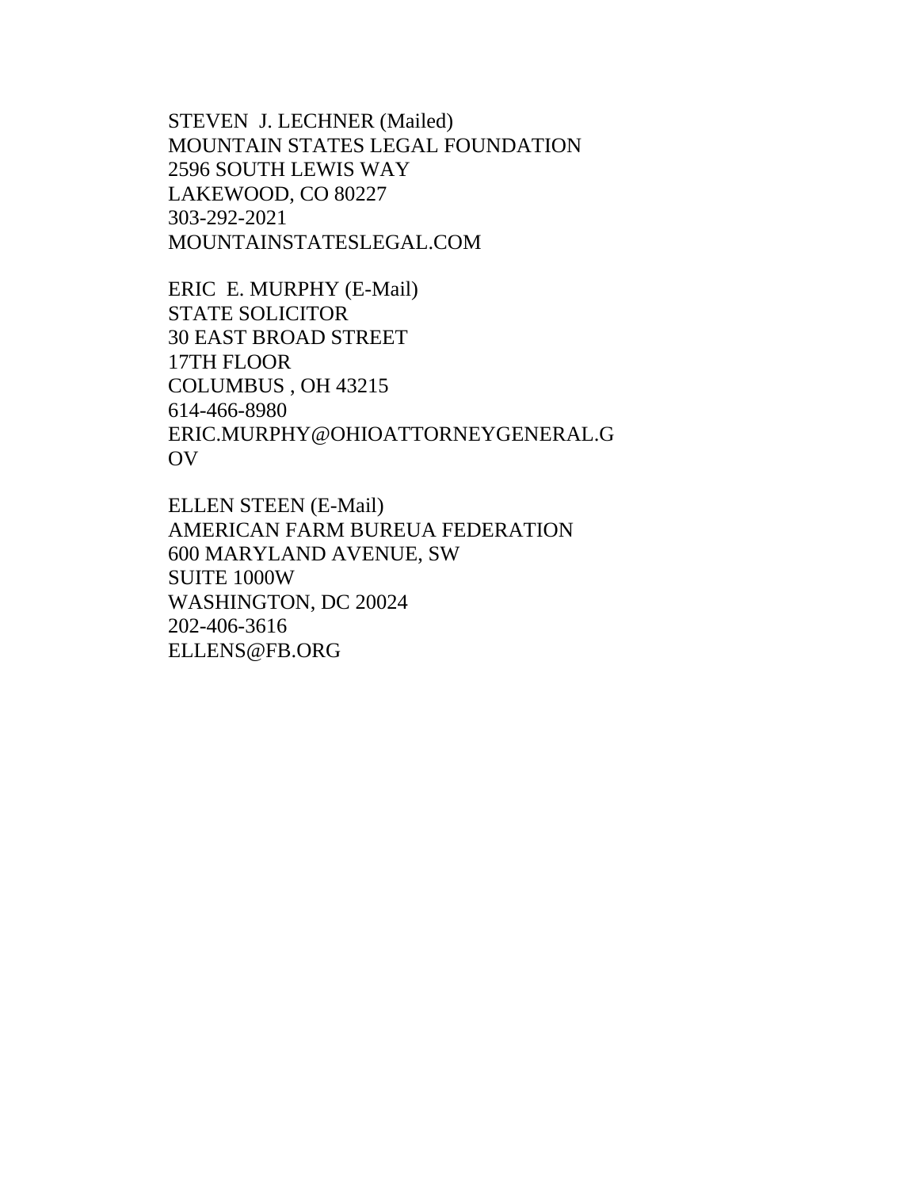STEVEN J. LECHNER (Mailed)
MOUNTAIN STATES LEGAL FOUNDATION
2596 SOUTH LEWIS WAY
LAKEWOOD, CO 80227
303-292-2021
MOUNTAINSTATESLEGAL.COM

ERIC E. MURPHY (E-Mail)
STATE SOLICITOR
30 EAST BROAD STREET
17TH FLOOR
COLUMBUS , OH 43215
614-466-8980
ERIC.MURPHY@OHIOATTORNEYGENERAL.G
OV

ELLEN STEEN (E-Mail)
AMERICAN FARM BUREUA FEDERATION
600 MARYLAND AVENUE, SW
SUITE 1000W
WASHINGTON, DC 20024
202-406-3616
ELLENS@FB.ORG